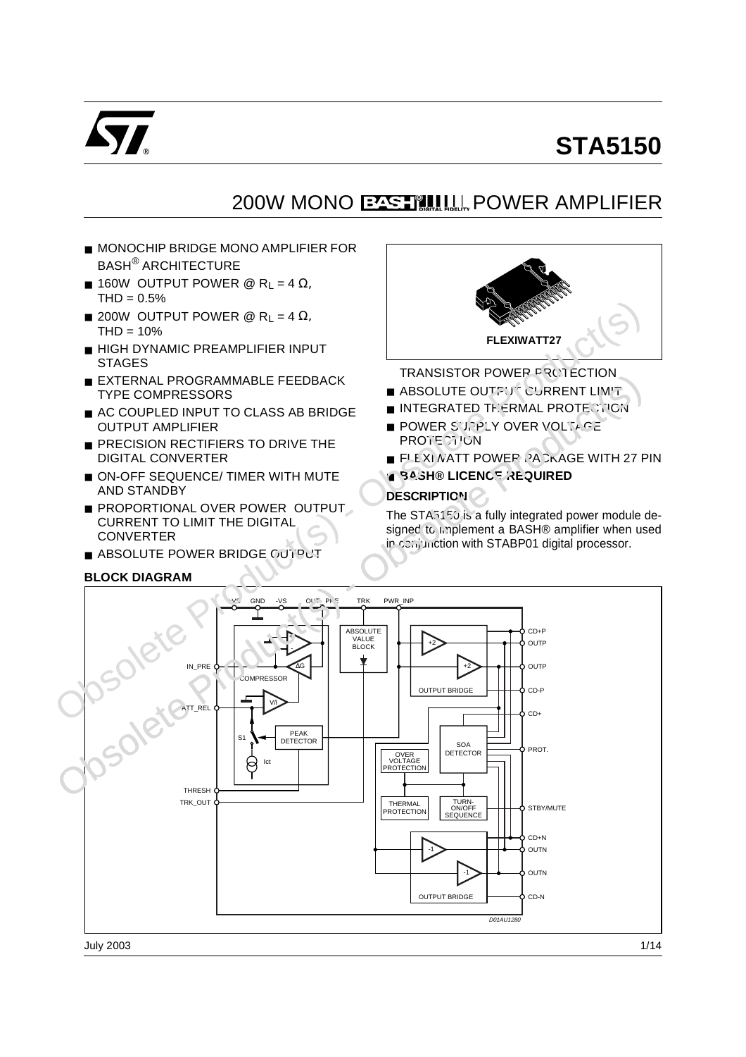# STA5150

## 200W MONO BASH® DIGITAL FIDELITY POWER AMPLIFIER

- MONOCHIP BRIDGE MONO AMPLIFIER FOR BASH® ARCHITECTURE
- 160W OUTPUT POWER @ $R_L$ = 4 Ω, THD = 0.5%
- 200W OUTPUT POWER @ $R_L$ = 4 Ω, THD = 10%
- HIGH DYNAMIC PREAMPLIFIER INPUT STAGES
- EXTERNAL PROGRAMMABLE FEEDBACK TYPE COMPRESSORS
- AC COUPLED INPUT TO CLASS AB BRIDGE OUTPUT AMPLIFIER
- PRECISION RECTIFIERS TO DRIVE THE DIGITAL CONVERTER
- ON-OFF SEQUENCE/ TIMER WITH MUTE AND STANDBY
- PROPORTIONAL OVER POWER OUTPUT CURRENT TO LIMIT THE DIGITAL CONVERTER
- ABSOLUTE POWER BRIDGE OUTPUT TRANSISTOR POWER PROTECTION
- ABSOLUTE OUTPUT CURRENT LIMIT
- INTEGRATED THERMAL PROTECTION
- POWER SUPPLY OVER VOLTAGE PROTECTION
- FLEXIWATT POWER PACKAGE WITH 27 PIN
- **BASH® LICENCE REQUIRED**

FLEXIWATT27

### DESCRIPTION

The STA5150 is a fully integrated power module designed to implement a BASH® amplifier when used in conjunction with STABP01 digital processor.

### BLOCK DIAGRAM

+VS GND -VS OUT_PRE TRK PWR_INP

IN_PRE, ATT_REL, THRESH, TRK_OUT

COMPRESSOR, ΔG, V/I, S1, Ict, PEAK DETECTOR

ABSOLUTE VALUE BLOCK

+2, +2, OUTPUT BRIDGE

CD+P, OUTP, OUTP, CD-P, CD+

SOA DETECTOR, PROT.

OVER VOLTAGE PROTECTION

THERMAL PROTECTION, TURN-ON/OFF SEQUENCE, STBY/MUTE

-1, -1, OUTPUT BRIDGE

CD+N, OUTN, OUTN, CD-N

D01AU1280

July 2003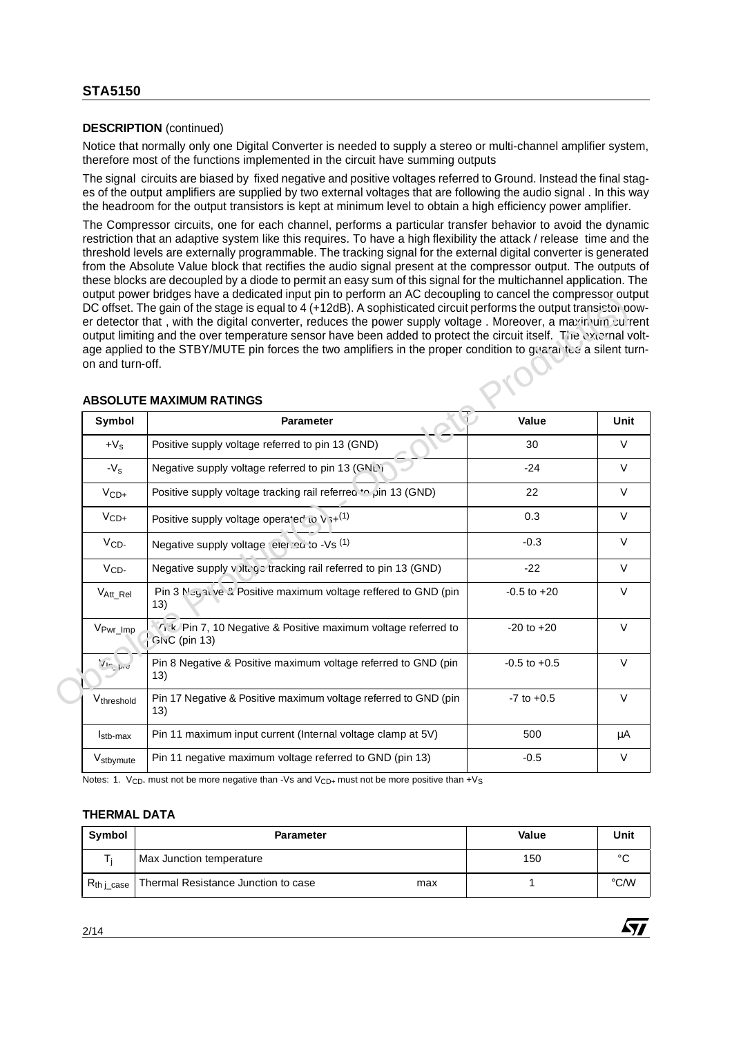**DESCRIPTION** (continued)

Notice that normally only one Digital Converter is needed to supply a stereo or multi-channel amplifier system, therefore most of the functions implemented in the circuit have summing outputs

The signal circuits are biased by fixed negative and positive voltages referred to Ground. Instead the final stages of the output amplifiers are supplied by two external voltages that are following the audio signal . In this way the headroom for the output transistors is kept at minimum level to obtain a high efficiency power amplifier.

The Compressor circuits, one for each channel, performs a particular transfer behavior to avoid the dynamic restriction that an adaptive system like this requires. To have a high flexibility the attack / release time and the threshold levels are externally programmable. The tracking signal for the external digital converter is generated from the Absolute Value block that rectifies the audio signal present at the compressor output. The outputs of these blocks are decoupled by a diode to permit an easy sum of this signal for the multichannel application. The output power bridges have a dedicated input pin to perform an AC decoupling to cancel the compressor output DC offset. The gain of the stage is equal to 4 (+12dB). A sophisticated circuit performs the output transistor power detector that , with the digital converter, reduces the power supply voltage . Moreover, a maximum current output limiting and the over temperature sensor have been added to protect the circuit itself. The external voltage applied to the STBY/MUTE pin forces the two amplifiers in the proper condition to guarantee a silent turn-on and turn-off.

**ABSOLUTE MAXIMUM RATINGS**

| Symbol | Parameter | Value | Unit |
|---|---|---|---|
| $+V_S$ | Positive supply voltage referred to pin 13 (GND) | 30 | V |
| $-V_S$ | Negative supply voltage referred to pin 13 (GND) | -24 | V |
| $V_{CD+}$ | Positive supply voltage tracking rail referred to pin 13 (GND) | 22 | V |
| $V_{CD+}$ | Positive supply voltage operated to Vs+(1) | 0.3 | V |
| $V_{CD-}$ | Negative supply voltage referred to -Vs (1) | -0.3 | V |
| $V_{CD-}$ | Negative supply voltage tracking rail referred to pin 13 (GND) | -22 | V |
| $V_{Att\_Rel}$ | Pin 3 Negative & Positive maximum voltage reffered to GND (pin 13) | -0.5 to +20 | V |
| $V_{Pwr\_Imp}$ | Pin 7, 10 Negative & Positive maximum voltage referred to GND (pin 13) | -20 to +20 | V |
| $V_{In\_pre}$ | Pin 8 Negative & Positive maximum voltage referred to GND (pin 13) | -0.5 to +0.5 | V |
| $V_{threshold}$ | Pin 17 Negative & Positive maximum voltage referred to GND (pin 13) | -7 to +0.5 | V |
| $I_{stb\text{-}max}$ | Pin 11 maximum input current (Internal voltage clamp at 5V) | 500 | µA |
| $V_{stbymute}$ | Pin 11 negative maximum voltage referred to GND (pin 13) | -0.5 | V |

Notes: 1. $V_{CD-}$ must not be more negative than -Vs and $V_{CD+}$ must not be more positive than $+V_S$

**THERMAL DATA**

| Symbol | Parameter | | Value | Unit |
|---|---|---|---|---|
| $T_j$ | Max Junction temperature | | 150 | °C |
| $R_{th\ j\_case}$ | Thermal Resistance Junction to case | max | 1 | °C/W |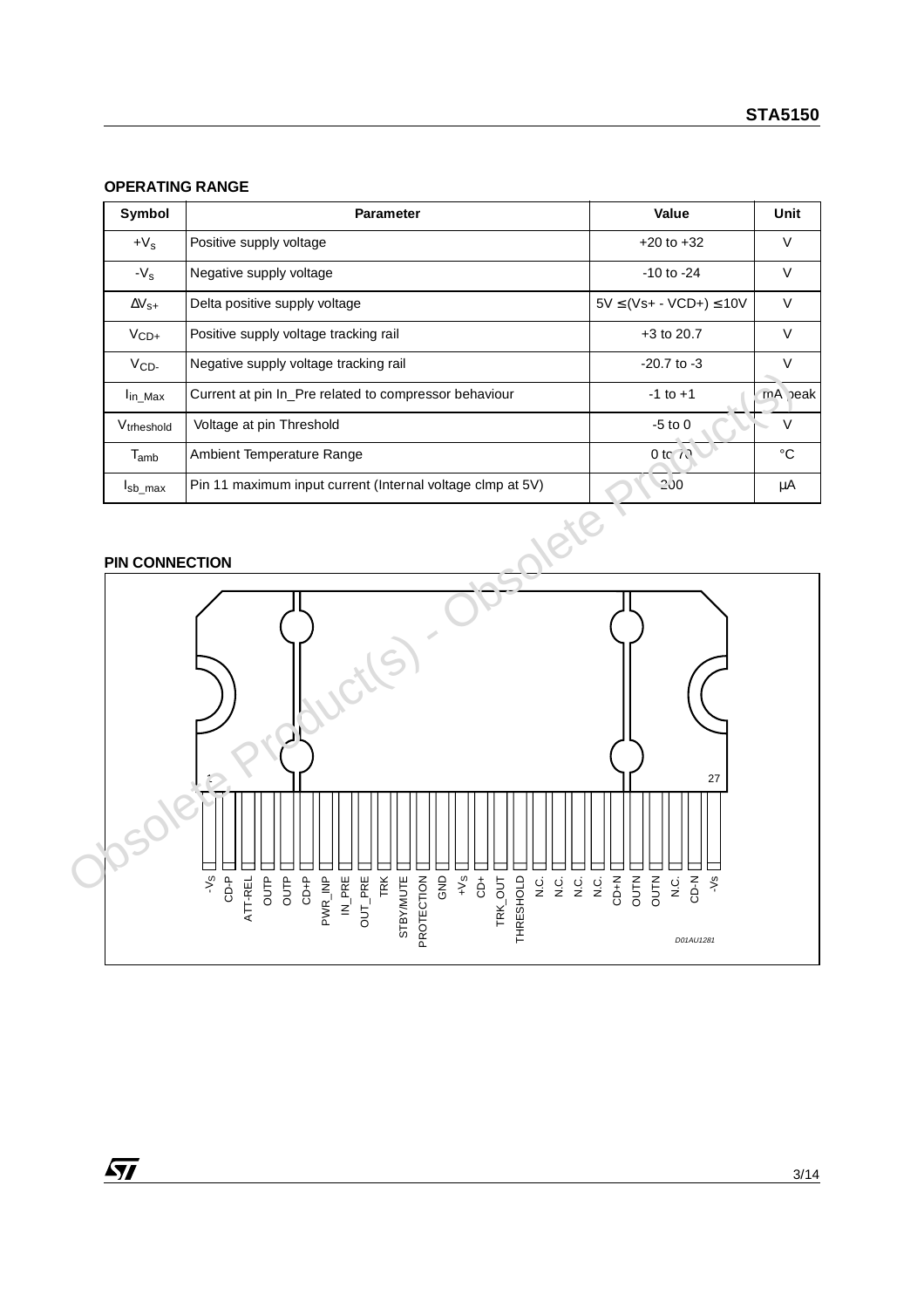## OPERATING RANGE

| Symbol | Parameter | Value | Unit |
|---|---|---|---|
| $+V_S$ | Positive supply voltage | +20 to +32 | V |
| $-V_S$ | Negative supply voltage | -10 to -24 | V |
| $\Delta V_{S+}$ | Delta positive supply voltage | 5V ≤ (Vs+ - VCD+) ≤ 10V | V |
| $V_{CD+}$ | Positive supply voltage tracking rail | +3 to 20.7 | V |
| $V_{CD-}$ | Negative supply voltage tracking rail | -20.7 to -3 | V |
| $I_{in\_Max}$ | Current at pin In_Pre related to compressor behaviour | -1 to +1 | mA peak |
| $V_{trheshold}$ | Voltage at pin Threshold | -5 to 0 | V |
| $T_{amb}$ | Ambient Temperature Range | 0 to 70 | °C |
| $I_{sb\_max}$ | Pin 11 maximum input current (Internal voltage clmp at 5V) | 200 | µA |

## PIN CONNECTION

Pins 1 to 27: -VS, CD-P, ATT-REL, OUTP, OUTP, CD+P, PWR_INP, IN_PRE, OUT_PRE, TRK, STBY/MUTE, PROTECTION, GND, +Vs, CD+, TRK_OUT, THRESHOLD, N.C., N.C., N.C., N.C., CD+N, OUTN, OUTN, N.C., CD-N, -Vs

D01AU1281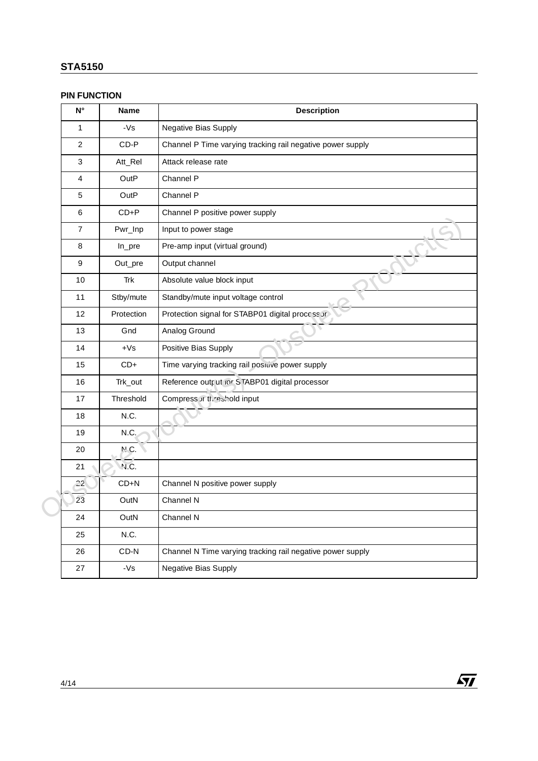## PIN FUNCTION

| N° | Name | Description |
|---|---|---|
| 1 | -Vs | Negative Bias Supply |
| 2 | CD-P | Channel P Time varying tracking rail negative power supply |
| 3 | Att_Rel | Attack release rate |
| 4 | OutP | Channel P |
| 5 | OutP | Channel P |
| 6 | CD+P | Channel P positive power supply |
| 7 | Pwr_Inp | Input to power stage |
| 8 | In_pre | Pre-amp input (virtual ground) |
| 9 | Out_pre | Output channel |
| 10 | Trk | Absolute value block input |
| 11 | Stby/mute | Standby/mute input voltage control |
| 12 | Protection | Protection signal for STABP01 digital processor |
| 13 | Gnd | Analog Ground |
| 14 | +Vs | Positive Bias Supply |
| 15 | CD+ | Time varying tracking rail positive power supply |
| 16 | Trk_out | Reference output for STABP01 digital processor |
| 17 | Threshold | Compressor threshold input |
| 18 | N.C. | |
| 19 | N.C. | |
| 20 | N.C. | |
| 21 | N.C. | |
| 22 | CD+N | Channel N positive power supply |
| 23 | OutN | Channel N |
| 24 | OutN | Channel N |
| 25 | N.C. | |
| 26 | CD-N | Channel N Time varying tracking rail negative power supply |
| 27 | -Vs | Negative Bias Supply |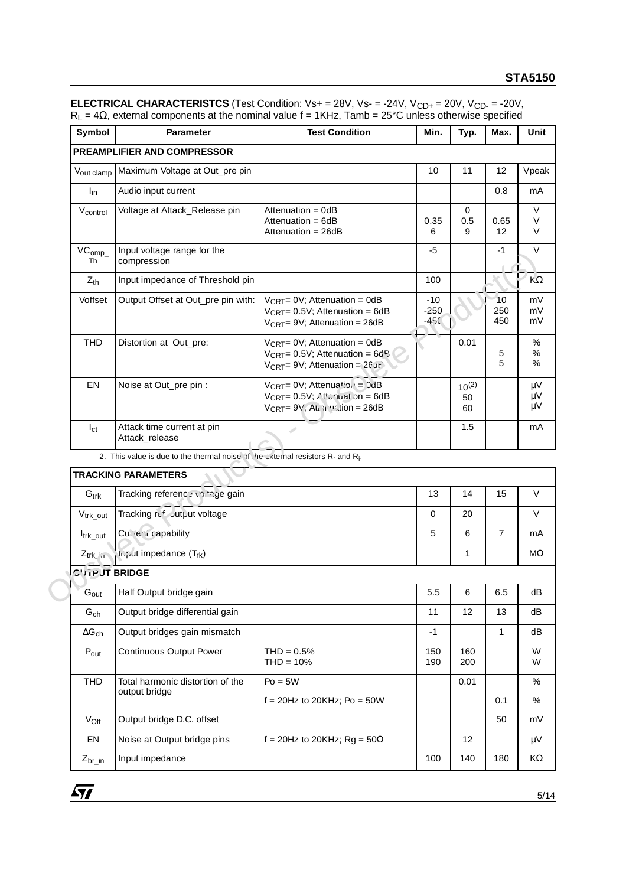**ELECTRICAL CHARACTERISTCS** (Test Condition: Vs+ = 28V, Vs- = -24V, $V_{CD+}$ = 20V, $V_{CD-}$ = -20V, $R_L$ = 4Ω, external components at the nominal value f = 1KHz, Tamb = 25°C unless otherwise specified

| Symbol | Parameter | Test Condition | Min. | Typ. | Max. | Unit |
|---|---|---|---|---|---|---|
| **PREAMPLIFIER AND COMPRESSOR** | | | | | | |
| $V_{out\ clamp}$ | Maximum Voltage at Out_pre pin | | 10 | 11 | 12 | Vpeak |
| $I_{in}$ | Audio input current | | | | 0.8 | mA |
| $V_{control}$ | Voltage at Attack_Release pin | Attenuation = 0dB<br>Attenuation = 6dB<br>Attenuation = 26dB | <br>0.35<br>6 | 0<br>0.5<br>9 | <br>0.65<br>12 | V<br>V<br>V |
| $VC_{omp\_Th}$ | Input voltage range for the compression | | -5 | | -1 | V |
| $Z_{th}$ | Input impedance of Threshold pin | | 100 | | | KΩ |
| Voffset | Output Offset at Out_pre pin with: | $V_{CRT}$= 0V; Attenuation = 0dB<br>$V_{CRT}$= 0.5V; Attenuation = 6dB<br>$V_{CRT}$= 9V; Attenuation = 26dB | -10<br>-250<br>-450 | | 10<br>250<br>450 | mV<br>mV<br>mV |
| THD | Distortion at Out_pre: | $V_{CRT}$= 0V; Attenuation = 0dB<br>$V_{CRT}$= 0.5V; Attenuation = 6dB<br>$V_{CRT}$= 9V; Attenuation = 26dB | | 0.01 | <br>5<br>5 | %<br>%<br>% |
| EN | Noise at Out_pre pin : | $V_{CRT}$= 0V; Attenuation = 0dB<br>$V_{CRT}$= 0.5V; Attenuation = 6dB<br>$V_{CRT}$= 9V; Attenuation = 26dB | | 10 [2]<br>50<br>60 | | µV<br>µV<br>µV |
| $I_{ct}$ | Attack time current at pin Attack_release | | | 1.5 | | mA |

2. This value is due to the thermal noise of the external resistors $R_f$ and $R_i$.

| Symbol | Parameter | Test Condition | Min. | Typ. | Max. | Unit |
|---|---|---|---|---|---|---|
| **TRACKING PARAMETERS** | | | | | | |
| $G_{trk}$ | Tracking reference voltage gain | | 13 | 14 | 15 | V |
| $V_{trk\_out}$ | Tracking ref. output voltage | | 0 | 20 | | V |
| $I_{trk\_out}$ | Current capability | | 5 | 6 | 7 | mA |
| $Z_{trk\_in}$ | Input impedance ($T_{rk}$) | | | 1 | | MΩ |
| **OUTPUT BRIDGE** | | | | | | |
| $G_{out}$ | Half Output bridge gain | | 5.5 | 6 | 6.5 | dB |
| $G_{ch}$ | Output bridge differential gain | | 11 | 12 | 13 | dB |
| $\Delta G_{ch}$ | Output bridges gain mismatch | | -1 | | 1 | dB |
| $P_{out}$ | Continuous Output Power | THD = 0.5%<br>THD = 10% | 150<br>190 | 160<br>200 | | W<br>W |
| THD | Total harmonic distortion of the output bridge | Po = 5W | | 0.01 | | % |
| | | f = 20Hz to 20KHz; Po = 50W | | | 0.1 | % |
| $V_{Off}$ | Output bridge D.C. offset | | | | 50 | mV |
| EN | Noise at Output bridge pins | f = 20Hz to 20KHz; Rg = 50Ω | | 12 | | µV |
| $Z_{br\_in}$ | Input impedance | | 100 | 140 | 180 | KΩ |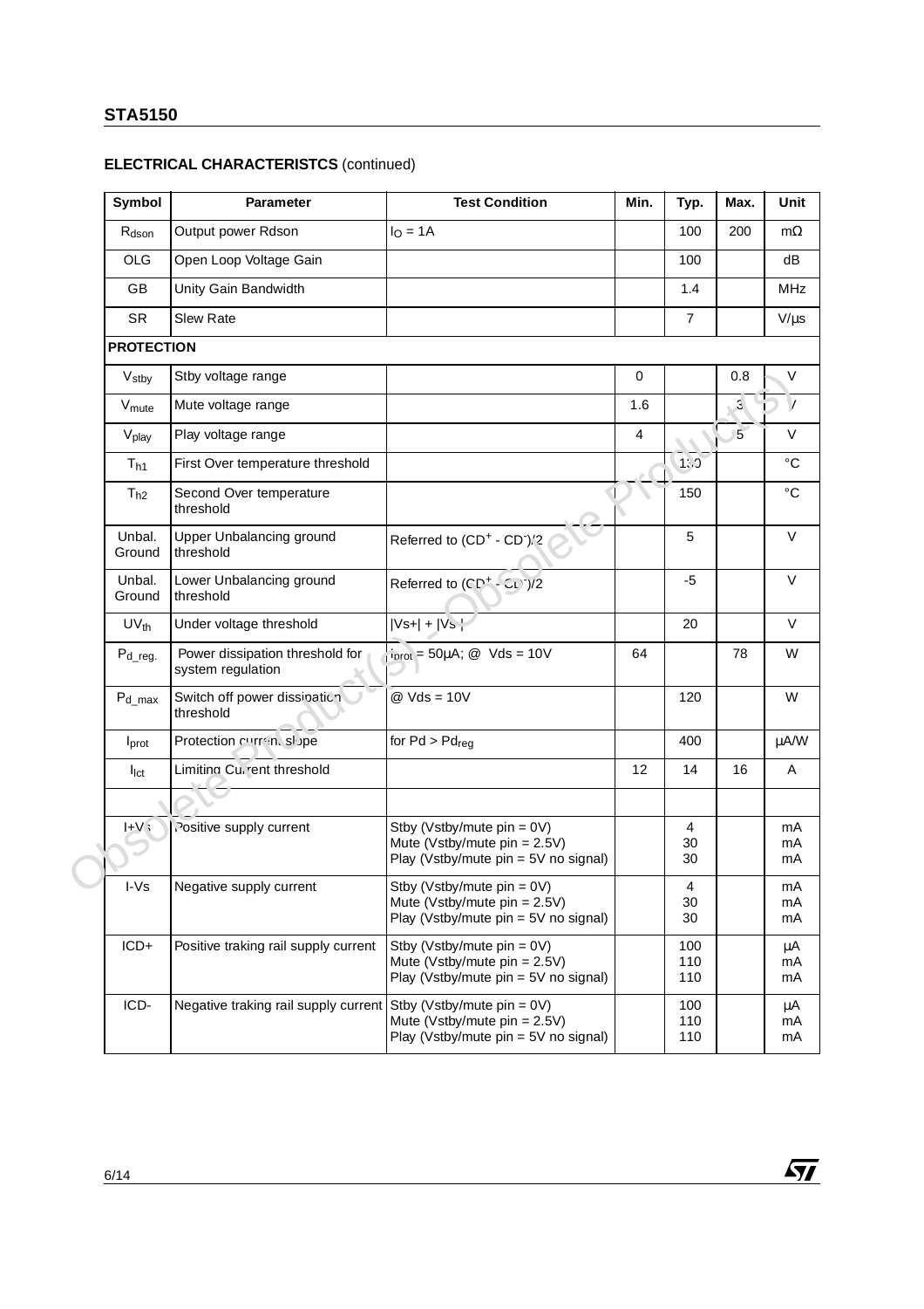## ELECTRICAL CHARACTERISTCS (continued)

| Symbol | Parameter | Test Condition | Min. | Typ. | Max. | Unit |
|---|---|---|---|---|---|---|
| $R_{dson}$ | Output power Rdson | $I_O$ = 1A | | 100 | 200 | mΩ |
| OLG | Open Loop Voltage Gain | | | 100 | | dB |
| GB | Unity Gain Bandwidth | | | 1.4 | | MHz |
| SR | Slew Rate | | | 7 | | V/µs |
| **PROTECTION** | | | | | | |
| $V_{stby}$ | Stby voltage range | | 0 | | 0.8 | V |
| $V_{mute}$ | Mute voltage range | | 1.6 | | 3 | V |
| $V_{play}$ | Play voltage range | | 4 | | 5 | V |
| $T_{h1}$ | First Over temperature threshold | | | 130 | | °C |
| $T_{h2}$ | Second Over temperature threshold | | | 150 | | °C |
| Unbal. Ground | Upper Unbalancing ground threshold | Referred to ($CD^+$ - $CD^-$)/2 | | 5 | | V |
| Unbal. Ground | Lower Unbalancing ground threshold | Referred to ($CD^+$ - $CD^-$)/2 | | -5 | | V |
| $UV_{th}$ | Under voltage threshold | \|Vs+\| + \|Vs-\| | | 20 | | V |
| $P_{d\_reg.}$ | Power dissipation threshold for system regulation | $I_{prot}$ = 50µA; @ Vds = 10V | 64 | | 78 | W |
| $P_{d\_max}$ | Switch off power dissipation threshold | @ Vds = 10V | | 120 | | W |
| $I_{prot}$ | Protection current slope | for Pd > $Pd_{reg}$ | | 400 | | µA/W |
| $I_{lct}$ | Limiting Current threshold | | 12 | 14 | 16 | A |
| | | | | | | |
| I+Vs | Positive supply current | Stby (Vstby/mute pin = 0V)<br>Mute (Vstby/mute pin = 2.5V)<br>Play (Vstby/mute pin = 5V no signal) | | 4<br>30<br>30 | | mA<br>mA<br>mA |
| I-Vs | Negative supply current | Stby (Vstby/mute pin = 0V)<br>Mute (Vstby/mute pin = 2.5V)<br>Play (Vstby/mute pin = 5V no signal) | | 4<br>30<br>30 | | mA<br>mA<br>mA |
| ICD+ | Positive traking rail supply current | Stby (Vstby/mute pin = 0V)<br>Mute (Vstby/mute pin = 2.5V)<br>Play (Vstby/mute pin = 5V no signal) | | 100<br>110<br>110 | | µA<br>mA<br>mA |
| ICD- | Negative traking rail supply current | Stby (Vstby/mute pin = 0V)<br>Mute (Vstby/mute pin = 2.5V)<br>Play (Vstby/mute pin = 5V no signal) | | 100<br>110<br>110 | | µA<br>mA<br>mA |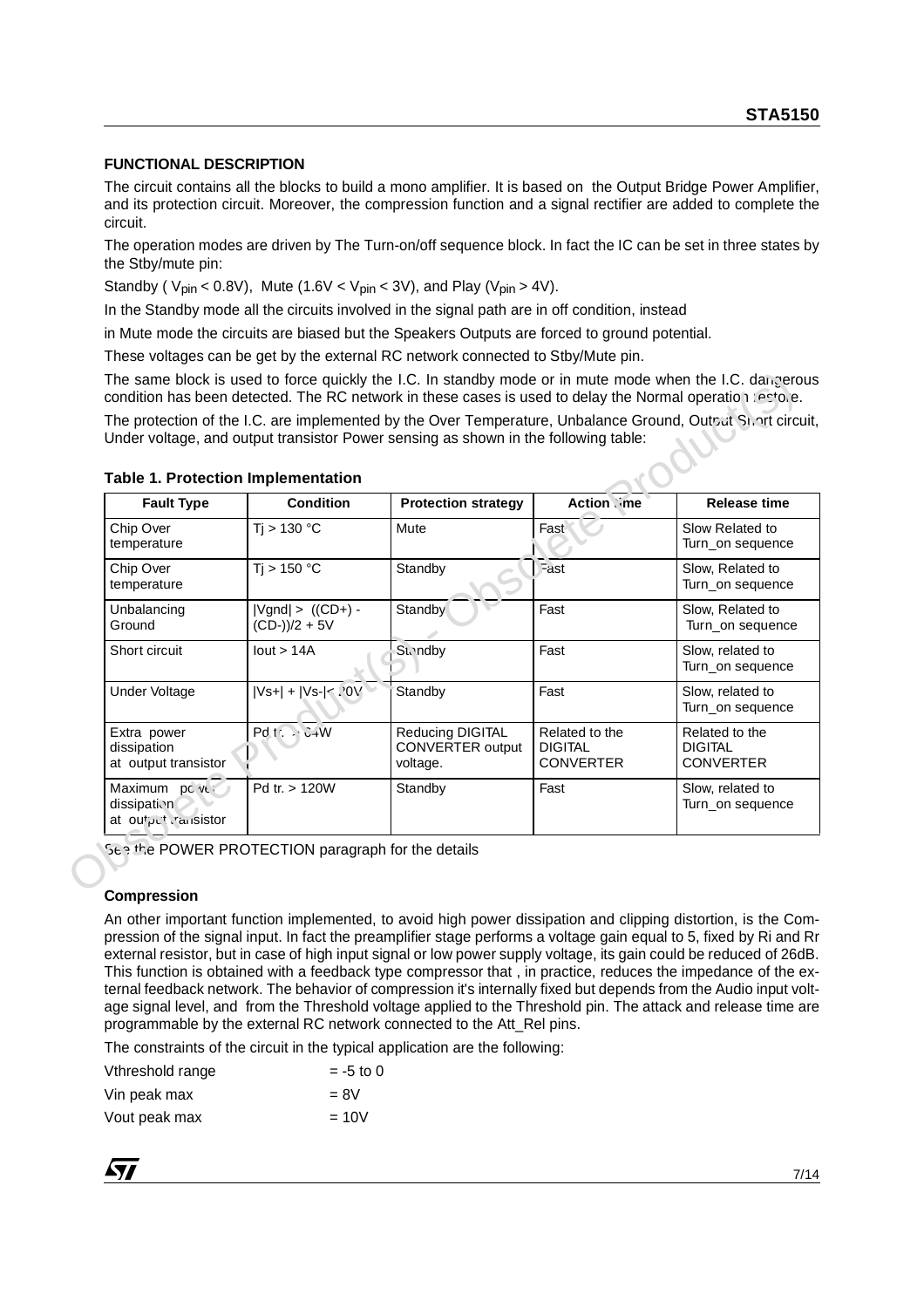## FUNCTIONAL DESCRIPTION

The circuit contains all the blocks to build a mono amplifier. It is based on the Output Bridge Power Amplifier, and its protection circuit. Moreover, the compression function and a signal rectifier are added to complete the circuit.

The operation modes are driven by The Turn-on/off sequence block. In fact the IC can be set in three states by the Stby/mute pin:

Standby ( $V_{pin}$ < 0.8V), Mute (1.6V < $V_{pin}$ < 3V), and Play ($V_{pin}$ > 4V).

In the Standby mode all the circuits involved in the signal path are in off condition, instead

in Mute mode the circuits are biased but the Speakers Outputs are forced to ground potential.

These voltages can be get by the external RC network connected to Stby/Mute pin.

The same block is used to force quickly the I.C. In standby mode or in mute mode when the I.C. dangerous condition has been detected. The RC network in these cases is used to delay the Normal operation restore.

The protection of the I.C. are implemented by the Over Temperature, Unbalance Ground, Output Short circuit, Under voltage, and output transistor Power sensing as shown in the following table:

**Table 1. Protection Implementation**

| Fault Type | Condition | Protection strategy | Action time | Release time |
|---|---|---|---|---|
| Chip Over temperature | Tj > 130 °C | Mute | Fast | Slow Related to Turn_on sequence |
| Chip Over temperature | Tj > 150 °C | Standby | Fast | Slow, Related to Turn_on sequence |
| Unbalancing Ground | \|Vgnd\| > ((CD+) - (CD-))/2 + 5V | Standby | Fast | Slow, Related to Turn_on sequence |
| Short circuit | Iout > 14A | Standby | Fast | Slow, related to Turn_on sequence |
| Under Voltage | \|Vs+\| + \|Vs-\|< 20V | Standby | Fast | Slow, related to Turn_on sequence |
| Extra power dissipation at output transistor | Pd tr. > 64W | Reducing DIGITAL CONVERTER output voltage. | Related to the DIGITAL CONVERTER | Related to the DIGITAL CONVERTER |
| Maximum power dissipation at output transistor | Pd tr. > 120W | Standby | Fast | Slow, related to Turn_on sequence |

See the POWER PROTECTION paragraph for the details

### Compression

An other important function implemented, to avoid high power dissipation and clipping distortion, is the Compression of the signal input. In fact the preamplifier stage performs a voltage gain equal to 5, fixed by Ri and Rr external resistor, but in case of high input signal or low power supply voltage, its gain could be reduced of 26dB. This function is obtained with a feedback type compressor that , in practice, reduces the impedance of the external feedback network. The behavior of compression it's internally fixed but depends from the Audio input voltage signal level, and from the Threshold voltage applied to the Threshold pin. The attack and release time are programmable by the external RC network connected to the Att_Rel pins.

The constraints of the circuit in the typical application are the following:

Vthreshold range = -5 to 0

Vin peak max = 8V

Vout peak max = 10V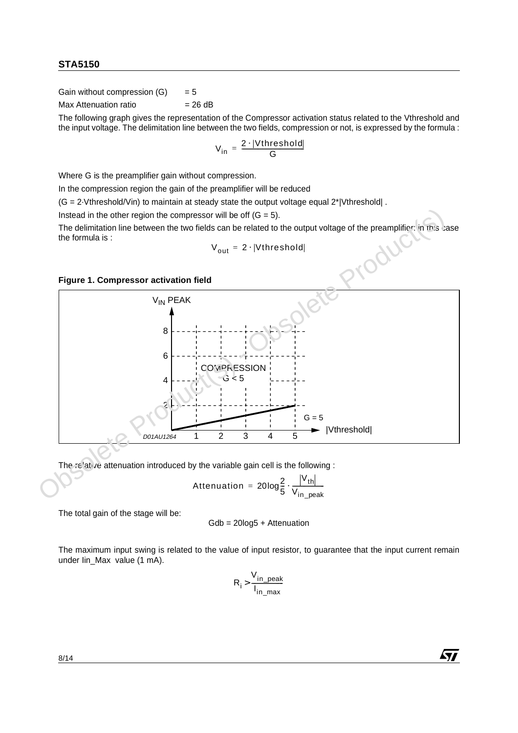Gain without compression (G) = 5

Max Attenuation ratio = 26 dB

The following graph gives the representation of the Compressor activation status related to the Vthreshold and the input voltage. The delimitation line between the two fields, compression or not, is expressed by the formula :

$$V_{in} = \frac{2 \cdot |Vthreshold|}{G}$$

Where G is the preamplifier gain without compression.

In the compression region the gain of the preamplifier will be reduced

(G = 2·Vthreshold/Vin) to maintain at steady state the output voltage equal 2*|Vthreshold| .

Instead in the other region the compressor will be off (G = 5).

The delimitation line between the two fields can be related to the output voltage of the preamplifier: in this case the formula is :

$$V_{out} = 2 \cdot |Vthreshold|$$

**Figure 1. Compressor activation field**

The relative attenuation introduced by the variable gain cell is the following :

$$Attenuation = 20\log\frac{2}{5} \cdot \frac{|V_{th}|}{V_{in\_peak}}$$

The total gain of the stage will be:

Gdb = 20log5 + Attenuation

The maximum input swing is related to the value of input resistor, to guarantee that the input current remain under Iin_Max value (1 mA).

$$R_i > \frac{V_{in\_peak}}{I_{in\_max}}$$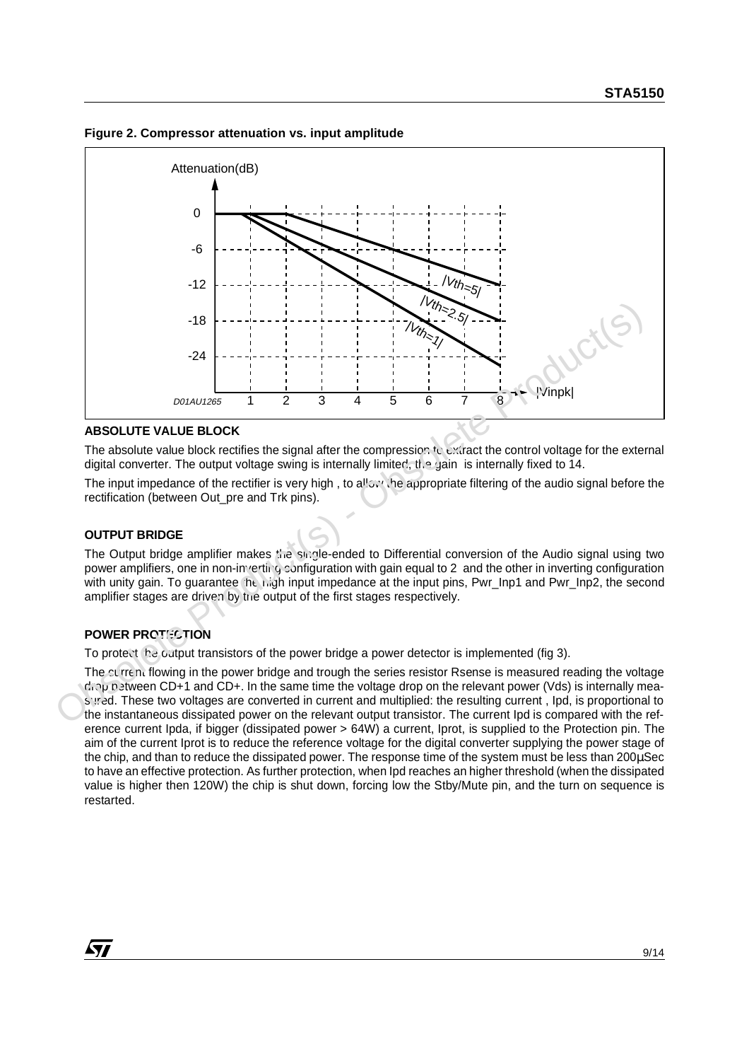**Figure 2. Compressor attenuation vs. input amplitude**

## ABSOLUTE VALUE BLOCK

The absolute value block rectifies the signal after the compression to extract the control voltage for the external digital converter. The output voltage swing is internally limited, the gain is internally fixed to 14.

The input impedance of the rectifier is very high , to allow the appropriate filtering of the audio signal before the rectification (between Out_pre and Trk pins).

## OUTPUT BRIDGE

The Output bridge amplifier makes the single-ended to Differential conversion of the Audio signal using two power amplifiers, one in non-inverting configuration with gain equal to 2 and the other in inverting configuration with unity gain. To guarantee the high input impedance at the input pins, Pwr_Inp1 and Pwr_Inp2, the second amplifier stages are driven by the output of the first stages respectively.

## POWER PROTECTION

To protect the output transistors of the power bridge a power detector is implemented (fig 3).

The current flowing in the power bridge and trough the series resistor Rsense is measured reading the voltage drop between CD+1 and CD+. In the same time the voltage drop on the relevant power (Vds) is internally measured. These two voltages are converted in current and multiplied: the resulting current , Ipd, is proportional to the instantaneous dissipated power on the relevant output transistor. The current Ipd is compared with the reference current Ipda, if bigger (dissipated power > 64W) a current, Iprot, is supplied to the Protection pin. The aim of the current Iprot is to reduce the reference voltage for the digital converter supplying the power stage of the chip, and than to reduce the dissipated power. The response time of the system must be less than 200µSec to have an effective protection. As further protection, when Ipd reaches an higher threshold (when the dissipated value is higher then 120W) the chip is shut down, forcing low the Stby/Mute pin, and the turn on sequence is restarted.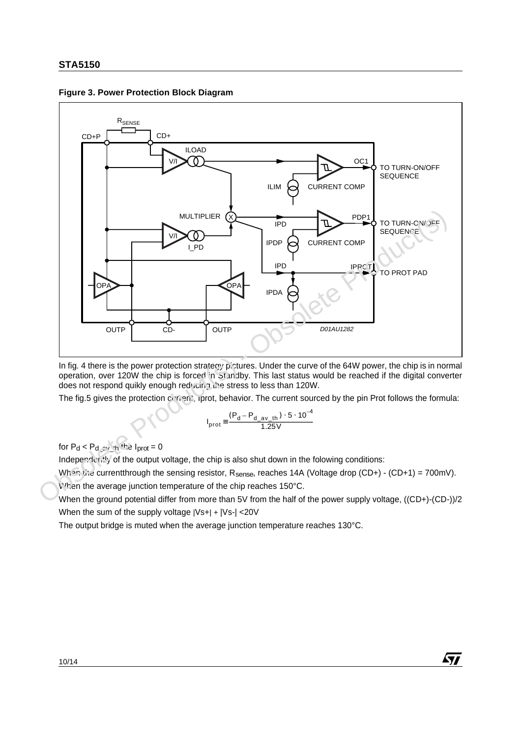**Figure 3. Power Protection Block Diagram**

In fig. 4 there is the power protection strategy pictures. Under the curve of the 64W power, the chip is in normal operation, over 120W the chip is forced in Standby. This last status would be reached if the digital converter does not respond quikly enough reducing the stress to less than 120W.

The fig.5 gives the protection current, Iprot, behavior. The current sourced by the pin Prot follows the formula:

$$I_{prot} \cong \frac{(P_d - P_{d\_av\_th}) \cdot 5 \cdot 10^{-4}}{1.25V}$$

for $P_d < P_{d\_av\_th}$ the $I_{prot} = 0$

Independently of the output voltage, the chip is also shut down in the folowing conditions:

When the currentthrough the sensing resistor, $R_{sense}$, reaches 14A (Voltage drop (CD+) - (CD+1) = 700mV).

When the average junction temperature of the chip reaches 150°C.

When the ground potential differ from more than 5V from the half of the power supply voltage, ((CD+)-(CD-))/2

When the sum of the supply voltage |Vs+| + |Vs-| <20V

The output bridge is muted when the average junction temperature reaches 130°C.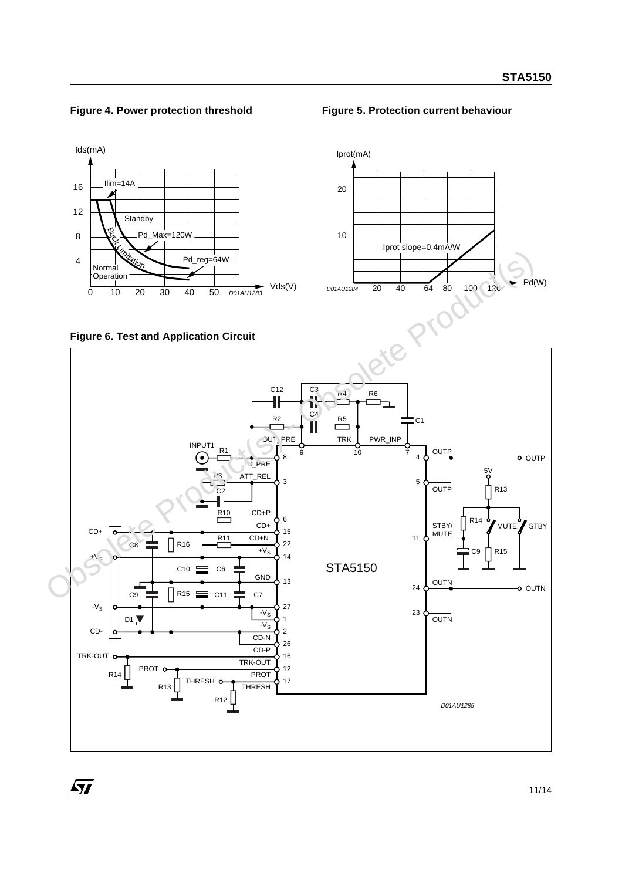**Figure 4. Power protection threshold**

**Figure 5. Protection current behaviour**

**Figure 6. Test and Application Circuit**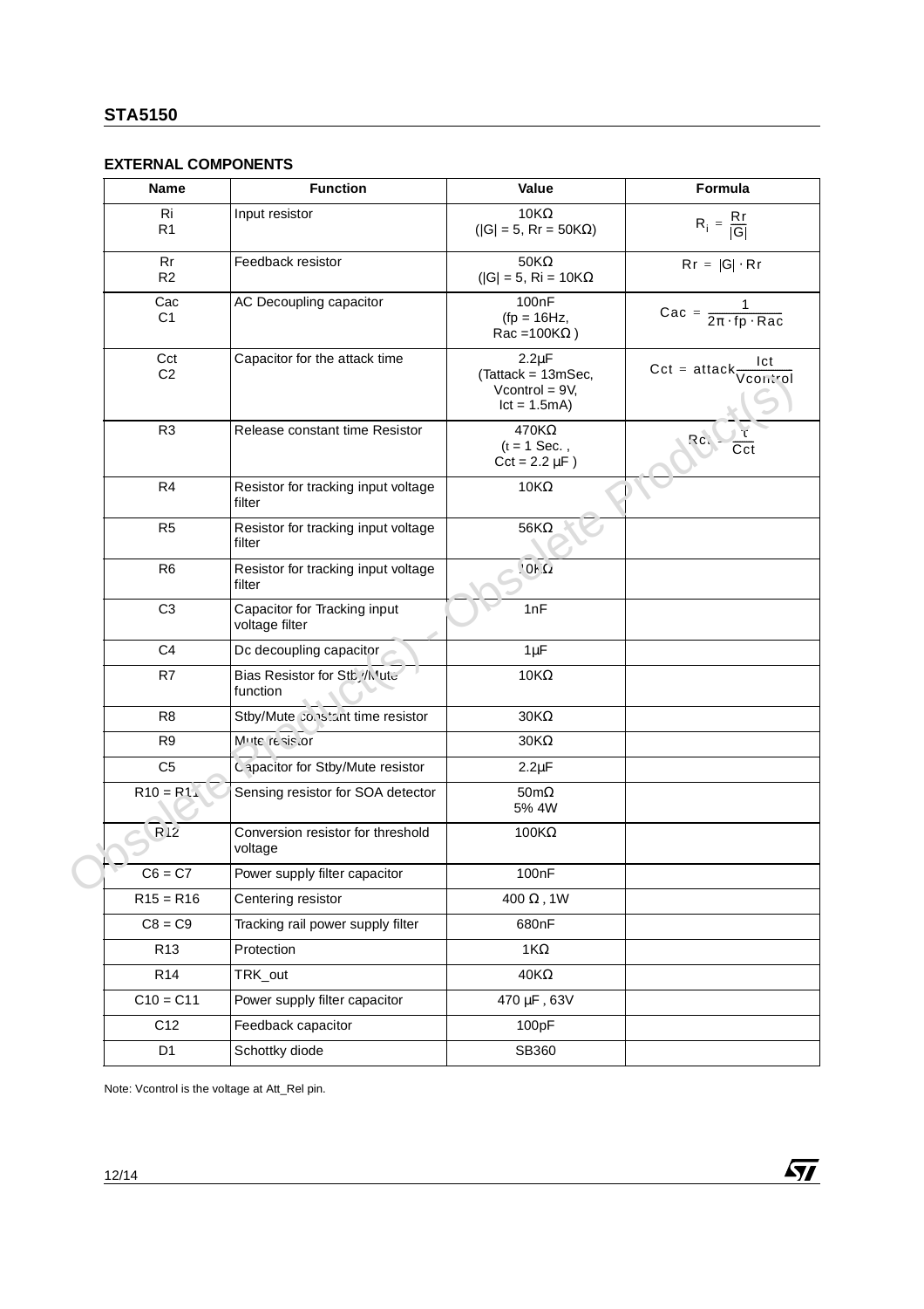## EXTERNAL COMPONENTS

| Name | Function | Value | Formula |
|---|---|---|---|
| Ri<br>R1 | Input resistor | 10KΩ<br>(\|G\| = 5, Rr = 50KΩ) | $R_i = \frac{Rr}{\|G\|}$ |
| Rr<br>R2 | Feedback resistor | 50KΩ<br>(\|G\| = 5, Ri = 10KΩ | $Rr = \|G\| \cdot Rr$ |
| Cac<br>C1 | AC Decoupling capacitor | 100nF<br>(fp = 16Hz,<br>Rac =100KΩ ) | $Cac = \frac{1}{2\pi \cdot fp \cdot Rac}$ |
| Cct<br>C2 | Capacitor for the attack time | 2.2µF<br>(Tattack = 13mSec,<br>Vcontrol = 9V,<br>Ict = 1.5mA) | $Cct = attack\frac{Ict}{Vcontrol}$ |
| R3 | Release constant time Resistor | 470KΩ<br>(t = 1 Sec. ,<br>Cct = 2.2 µF ) | $Rct = \frac{t}{Cct}$ |
| R4 | Resistor for tracking input voltage filter | 10KΩ | |
| R5 | Resistor for tracking input voltage filter | 56KΩ | |
| R6 | Resistor for tracking input voltage filter | 10KΩ | |
| C3 | Capacitor for Tracking input voltage filter | 1nF | |
| C4 | Dc decoupling capacitor | 1µF | |
| R7 | Bias Resistor for Stby/Mute function | 10KΩ | |
| R8 | Stby/Mute constant time resistor | 30KΩ | |
| R9 | Mute resistor | 30KΩ | |
| C5 | Capacitor for Stby/Mute resistor | 2.2µF | |
| R10 = R11 | Sensing resistor for SOA detector | 50mΩ<br>5% 4W | |
| R12 | Conversion resistor for threshold voltage | 100KΩ | |
| C6 = C7 | Power supply filter capacitor | 100nF | |
| R15 = R16 | Centering resistor | 400 Ω , 1W | |
| C8 = C9 | Tracking rail power supply filter | 680nF | |
| R13 | Protection | 1KΩ | |
| R14 | TRK_out | 40KΩ | |
| C10 = C11 | Power supply filter capacitor | 470 µF , 63V | |
| C12 | Feedback capacitor | 100pF | |
| D1 | Schottky diode | SB360 | |

Note: Vcontrol is the voltage at Att_Rel pin.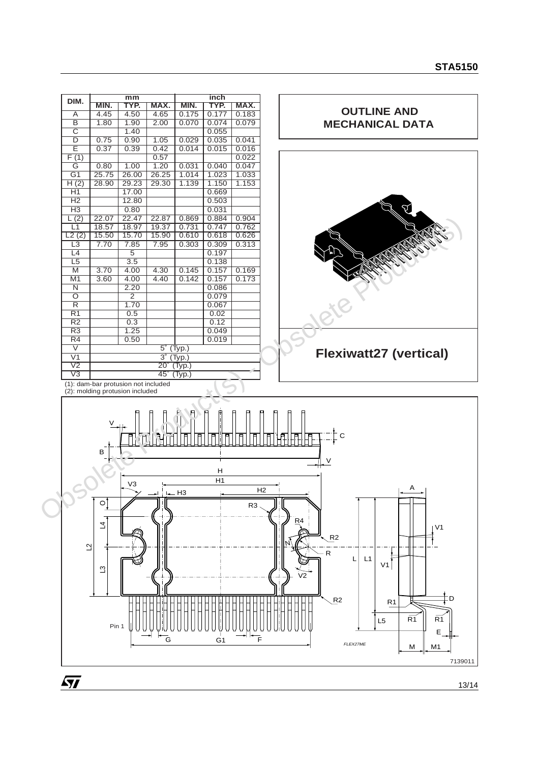| DIM. | mm | | | inch | | |
|---|---|---|---|---|---|---|
| | MIN. | TYP. | MAX. | MIN. | TYP. | MAX. |
| A | 4.45 | 4.50 | 4.65 | 0.175 | 0.177 | 0.183 |
| B | 1.80 | 1.90 | 2.00 | 0.070 | 0.074 | 0.079 |
| C | | 1.40 | | | 0.055 | |
| D | 0.75 | 0.90 | 1.05 | 0.029 | 0.035 | 0.041 |
| E | 0.37 | 0.39 | 0.42 | 0.014 | 0.015 | 0.016 |
| F (1) | | | 0.57 | | | 0.022 |
| G | 0.80 | 1.00 | 1.20 | 0.031 | 0.040 | 0.047 |
| G1 | 25.75 | 26.00 | 26.25 | 1.014 | 1.023 | 1.033 |
| H (2) | 28.90 | 29.23 | 29.30 | 1.139 | 1.150 | 1.153 |
| H1 | | 17.00 | | | 0.669 | |
| H2 | | 12.80 | | | 0.503 | |
| H3 | | 0.80 | | | 0.031 | |
| L (2) | 22.07 | 22.47 | 22.87 | 0.869 | 0.884 | 0.904 |
| L1 | 18.57 | 18.97 | 19.37 | 0.731 | 0.747 | 0.762 |
| L2 (2) | 15.50 | 15.70 | 15.90 | 0.610 | 0.618 | 0.626 |
| L3 | 7.70 | 7.85 | 7.95 | 0.303 | 0.309 | 0.313 |
| L4 | | 5 | | | 0.197 | |
| L5 | | 3.5 | | | 0.138 | |
| M | 3.70 | 4.00 | 4.30 | 0.145 | 0.157 | 0.169 |
| M1 | 3.60 | 4.00 | 4.40 | 0.142 | 0.157 | 0.173 |
| N | | 2.20 | | | 0.086 | |
| O | | 2 | | | 0.079 | |
| R | | 1.70 | | | 0.067 | |
| R1 | | 0.5 | | | 0.02 | |
| R2 | | 0.3 | | | 0.12 | |
| R3 | | 1.25 | | | 0.049 | |
| R4 | | 0.50 | | | 0.019 | |
| V | 5° (Typ.) | | | | | |
| V1 | 3° (Typ.) | | | | | |
| V2 | 20° (Typ.) | | | | | |
| V3 | 45° (Typ.) | | | | | |

(1): dam-bar protusion not included
(2): molding protusion included

## OUTLINE AND MECHANICAL DATA

**Flexiwatt27 (vertical)**

FLEX27ME

7139011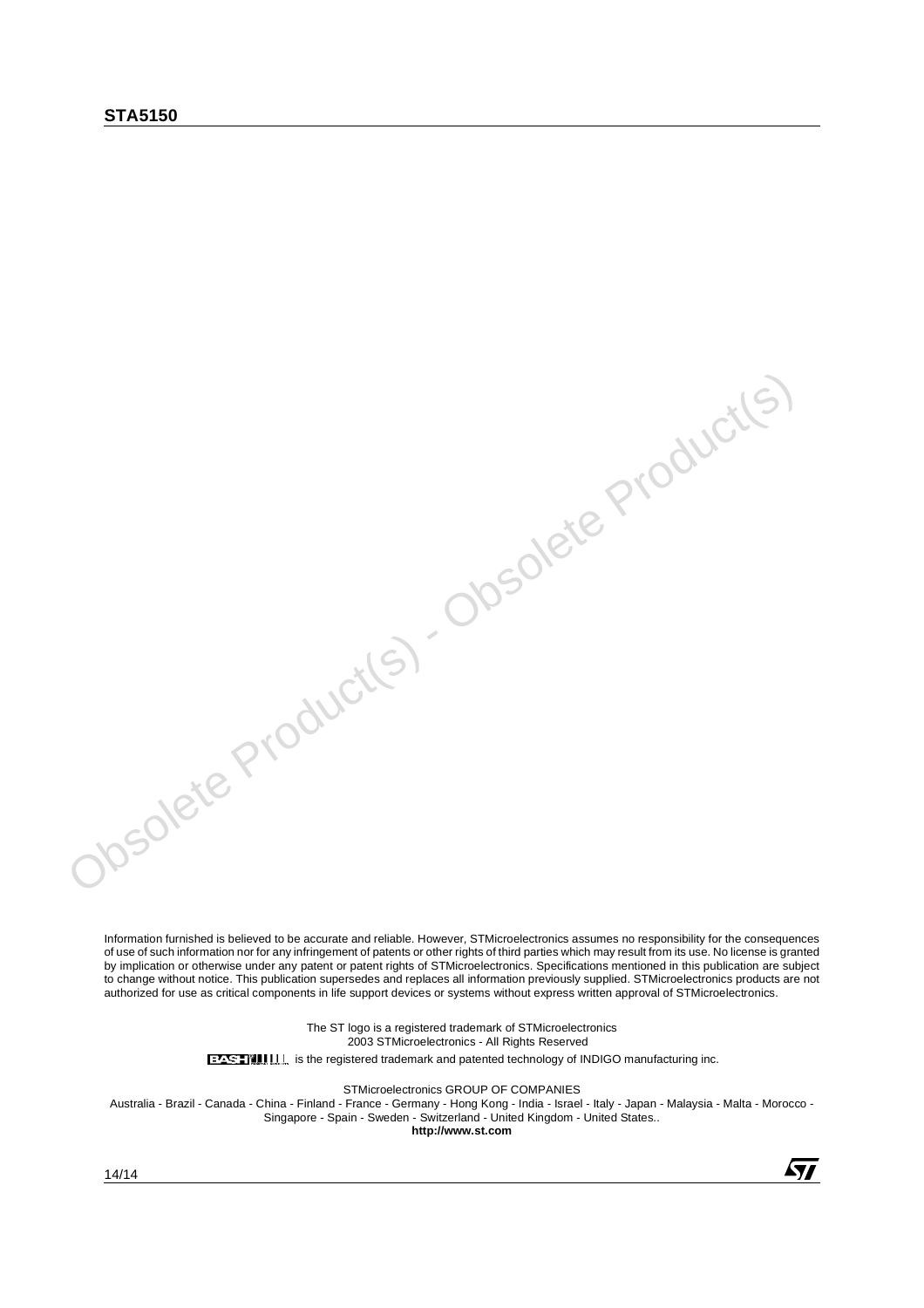Information furnished is believed to be accurate and reliable. However, STMicroelectronics assumes no responsibility for the consequences of use of such information nor for any infringement of patents or other rights of third parties which may result from its use. No license is granted by implication or otherwise under any patent or patent rights of STMicroelectronics. Specifications mentioned in this publication are subject to change without notice. This publication supersedes and replaces all information previously supplied. STMicroelectronics products are not authorized for use as critical components in life support devices or systems without express written approval of STMicroelectronics.

The ST logo is a registered trademark of STMicroelectronics

2003 STMicroelectronics - All Rights Reserved

BASH is the registered trademark and patented technology of INDIGO manufacturing inc.

STMicroelectronics GROUP OF COMPANIES

Australia - Brazil - Canada - China - Finland - France - Germany - Hong Kong - India - Israel - Italy - Japan - Malaysia - Malta - Morocco - Singapore - Spain - Sweden - Switzerland - United Kingdom - United States..

**http://www.st.com**